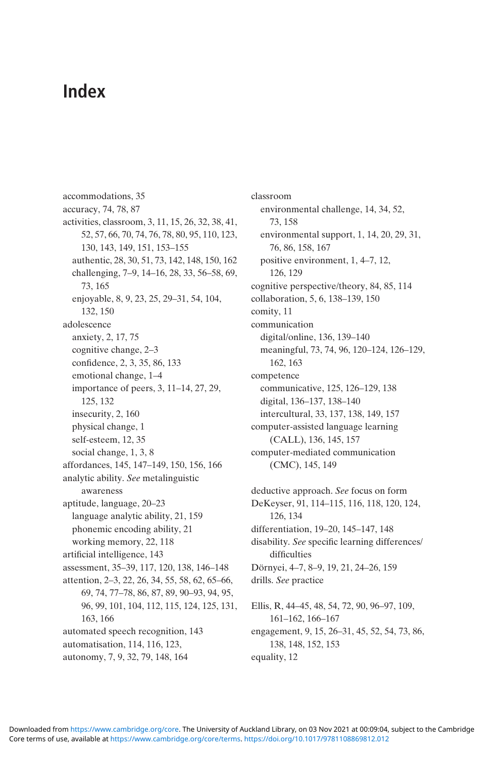# Index

accommodations, 35
accuracy, 74, 78, 87
activities, classroom, 3, 11, 15, 26, 32, 38, 41, 52, 57, 66, 70, 74, 76, 78, 80, 95, 110, 123, 130, 143, 149, 151, 153–155
  authentic, 28, 30, 51, 73, 142, 148, 150, 162
  challenging, 7–9, 14–16, 28, 33, 56–58, 69, 73, 165
  enjoyable, 8, 9, 23, 25, 29–31, 54, 104, 132, 150
adolescence
  anxiety, 2, 17, 75
  cognitive change, 2–3
  confidence, 2, 3, 35, 86, 133
  emotional change, 1–4
  importance of peers, 3, 11–14, 27, 29, 125, 132
  insecurity, 2, 160
  physical change, 1
  self-esteem, 12, 35
  social change, 1, 3, 8
affordances, 145, 147–149, 150, 156, 166
analytic ability. *See* metalinguistic awareness
aptitude, language, 20–23
  language analytic ability, 21, 159
  phonemic encoding ability, 21
  working memory, 22, 118
artificial intelligence, 143
assessment, 35–39, 117, 120, 138, 146–148
attention, 2–3, 22, 26, 34, 55, 58, 62, 65–66, 69, 74, 77–78, 86, 87, 89, 90–93, 94, 95, 96, 99, 101, 104, 112, 115, 124, 125, 131, 163, 166
automated speech recognition, 143
automatisation, 114, 116, 123,
autonomy, 7, 9, 32, 79, 148, 164

classroom
  environmental challenge, 14, 34, 52, 73, 158
  environmental support, 1, 14, 20, 29, 31, 76, 86, 158, 167
  positive environment, 1, 4–7, 12, 126, 129
cognitive perspective/theory, 84, 85, 114
collaboration, 5, 6, 138–139, 150
comity, 11
communication
  digital/online, 136, 139–140
  meaningful, 73, 74, 96, 120–124, 126–129, 162, 163
competence
  communicative, 125, 126–129, 138
  digital, 136–137, 138–140
  intercultural, 33, 137, 138, 149, 157
computer-assisted language learning (CALL), 136, 145, 157
computer-mediated communication (CMC), 145, 149

deductive approach. *See* focus on form
DeKeyser, 91, 114–115, 116, 118, 120, 124, 126, 134
differentiation, 19–20, 145–147, 148
disability. *See* specific learning differences/difficulties
Dörnyei, 4–7, 8–9, 19, 21, 24–26, 159
drills. *See* practice

Ellis, R, 44–45, 48, 54, 72, 90, 96–97, 109, 161–162, 166–167
engagement, 9, 15, 26–31, 45, 52, 54, 73, 86, 138, 148, 152, 153
equality, 12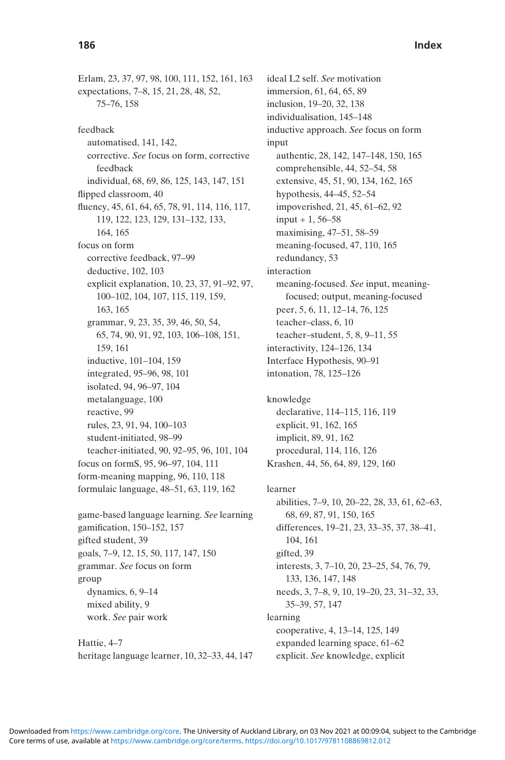Erlam, 23, 37, 97, 98, 100, 111, 152, 161, 163
expectations, 7–8, 15, 21, 28, 48, 52, 75–76, 158

feedback
- automatised, 141, 142,
- corrective. *See* focus on form, corrective feedback
- individual, 68, 69, 86, 125, 143, 147, 151

flipped classroom, 40
fluency, 45, 61, 64, 65, 78, 91, 114, 116, 117, 119, 122, 123, 129, 131–132, 133, 164, 165
focus on form
- corrective feedback, 97–99
- deductive, 102, 103
- explicit explanation, 10, 23, 37, 91–92, 97, 100–102, 104, 107, 115, 119, 159, 163, 165
- grammar, 9, 23, 35, 39, 46, 50, 54, 65, 74, 90, 91, 92, 103, 106–108, 151, 159, 161
- inductive, 101–104, 159
- integrated, 95–96, 98, 101
- isolated, 94, 96–97, 104
- metalanguage, 100
- reactive, 99
- rules, 23, 91, 94, 100–103
- student-initiated, 98–99
- teacher-initiated, 90, 92–95, 96, 101, 104

focus on formS, 95, 96–97, 104, 111
form-meaning mapping, 96, 110, 118
formulaic language, 48–51, 63, 119, 162

game-based language learning. *See* learning
gamification, 150–152, 157
gifted student, 39
goals, 7–9, 12, 15, 50, 117, 147, 150
grammar. *See* focus on form
group
- dynamics, 6, 9–14
- mixed ability, 9
- work. *See* pair work

Hattie, 4–7
heritage language learner, 10, 32–33, 44, 147

ideal L2 self. *See* motivation
immersion, 61, 64, 65, 89
inclusion, 19–20, 32, 138
individualisation, 145–148
inductive approach. *See* focus on form
input
- authentic, 28, 142, 147–148, 150, 165
- comprehensible, 44, 52–54, 58
- extensive, 45, 51, 90, 134, 162, 165
- hypothesis, 44–45, 52–54
- impoverished, 21, 45, 61–62, 92
- input + 1, 56–58
- maximising, 47–51, 58–59
- meaning-focused, 47, 110, 165
- redundancy, 53

interaction
- meaning-focused. *See* input, meaning-focused; output, meaning-focused
- peer, 5, 6, 11, 12–14, 76, 125
- teacher–class, 6, 10
- teacher–student, 5, 8, 9–11, 55

interactivity, 124–126, 134
Interface Hypothesis, 90–91
intonation, 78, 125–126

knowledge
- declarative, 114–115, 116, 119
- explicit, 91, 162, 165
- implicit, 89, 91, 162
- procedural, 114, 116, 126

Krashen, 44, 56, 64, 89, 129, 160

learner
- abilities, 7–9, 10, 20–22, 28, 33, 61, 62–63, 68, 69, 87, 91, 150, 165
- differences, 19–21, 23, 33–35, 37, 38–41, 104, 161
- gifted, 39
- interests, 3, 7–10, 20, 23–25, 54, 76, 79, 133, 136, 147, 148
- needs, 3, 7–8, 9, 10, 19–20, 23, 31–32, 33, 35–39, 57, 147

learning
- cooperative, 4, 13–14, 125, 149
- expanded learning space, 61–62
- explicit. *See* knowledge, explicit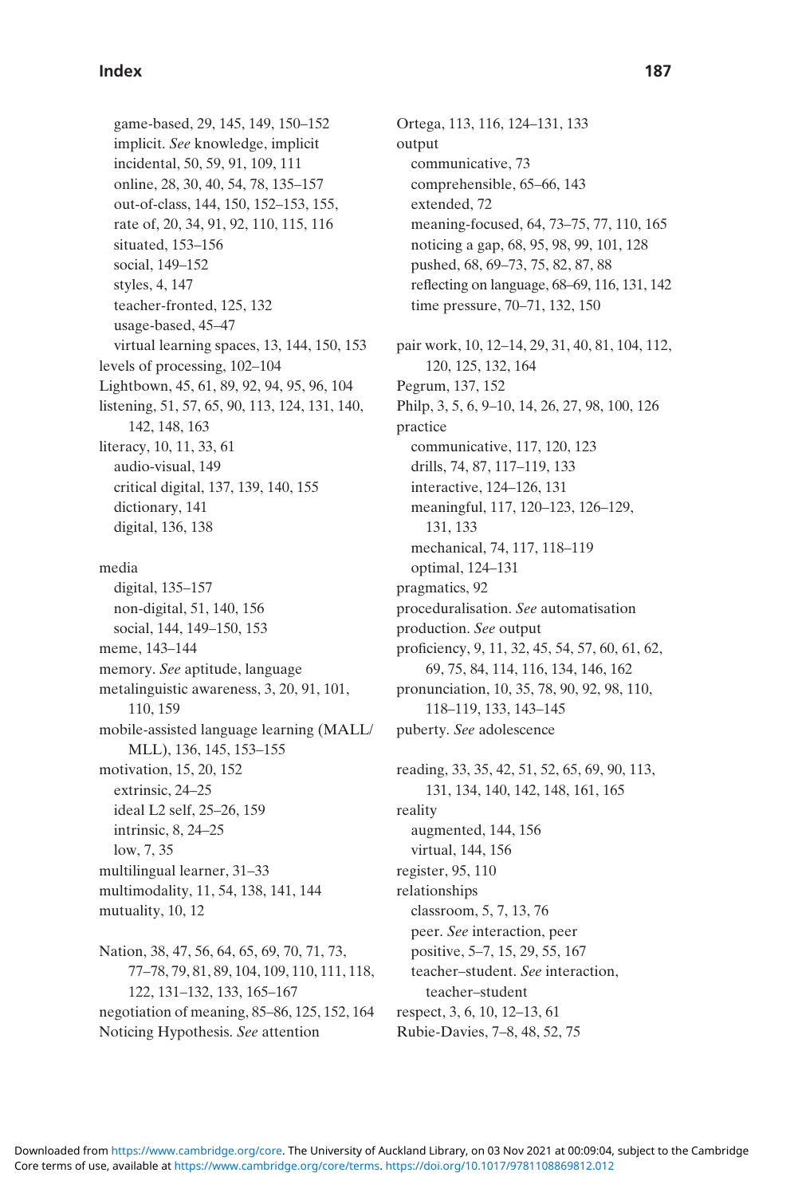game-based, 29, 145, 149, 150–152
implicit. *See* knowledge, implicit
incidental, 50, 59, 91, 109, 111
online, 28, 30, 40, 54, 78, 135–157
out-of-class, 144, 150, 152–153, 155, 156
rate of, 20, 34, 91, 92, 110, 115, 116
situated, 153–156
social, 149–152
styles, 4, 147
teacher-fronted, 125, 132
usage-based, 45–47
virtual learning spaces, 13, 144, 150, 153

levels of processing, 102–104
Lightbown, 45, 61, 89, 92, 94, 95, 96, 104
listening, 51, 57, 65, 90, 113, 124, 131, 140, 142, 148, 163
literacy, 10, 11, 33, 61
audio-visual, 149
critical digital, 137, 139, 140, 155
dictionary, 141
digital, 136, 138

media
digital, 135–157
non-digital, 51, 140, 156
social, 144, 149–150, 153

meme, 143–144
memory. *See* aptitude, language
metalinguistic awareness, 3, 20, 91, 101, 110, 159
mobile-assisted language learning (MALL/MLL), 136, 145, 153–155
motivation, 15, 20, 152
extrinsic, 24–25
ideal L2 self, 25–26, 159
intrinsic, 8, 24–25
low, 7, 35

multilingual learner, 31–33
multimodality, 11, 54, 138, 141, 144
mutuality, 10, 12

Nation, 38, 47, 56, 64, 65, 69, 70, 71, 73, 77–78, 79, 81, 89, 104, 109, 110, 111, 118, 122, 131–132, 133, 165–167
negotiation of meaning, 85–86, 125, 152, 164
Noticing Hypothesis. *See* attention

Ortega, 113, 116, 124–131, 133
output
communicative, 73
comprehensible, 65–66, 143
extended, 72
meaning-focused, 64, 73–75, 77, 110, 165
noticing a gap, 68, 95, 98, 99, 101, 128
pushed, 68, 69–73, 75, 82, 87, 88
reflecting on language, 68–69, 116, 131, 142
time pressure, 70–71, 132, 150

pair work, 10, 12–14, 29, 31, 40, 81, 104, 112, 120, 125, 132, 164
Pegrum, 137, 152
Philp, 3, 5, 6, 9–10, 14, 26, 27, 98, 100, 126
practice
communicative, 117, 120, 123
drills, 74, 87, 117–119, 133
interactive, 124–126, 131
meaningful, 117, 120–123, 126–129, 131, 133
mechanical, 74, 117, 118–119
optimal, 124–131

pragmatics, 92
proceduralisation. *See* automatisation
production. *See* output
proficiency, 9, 11, 32, 45, 54, 57, 60, 61, 62, 69, 75, 84, 114, 116, 134, 146, 162
pronunciation, 10, 35, 78, 90, 92, 98, 110, 118–119, 133, 143–145
puberty. *See* adolescence

reading, 33, 35, 42, 51, 52, 65, 69, 90, 113, 131, 134, 140, 142, 148, 161, 165
reality
augmented, 144, 156
virtual, 144, 156

register, 95, 110
relationships
classroom, 5, 7, 13, 76
peer. *See* interaction, peer
positive, 5–7, 15, 29, 55, 167
teacher–student. *See* interaction, teacher–student

respect, 3, 6, 10, 12–13, 61
Rubie-Davies, 7–8, 48, 52, 75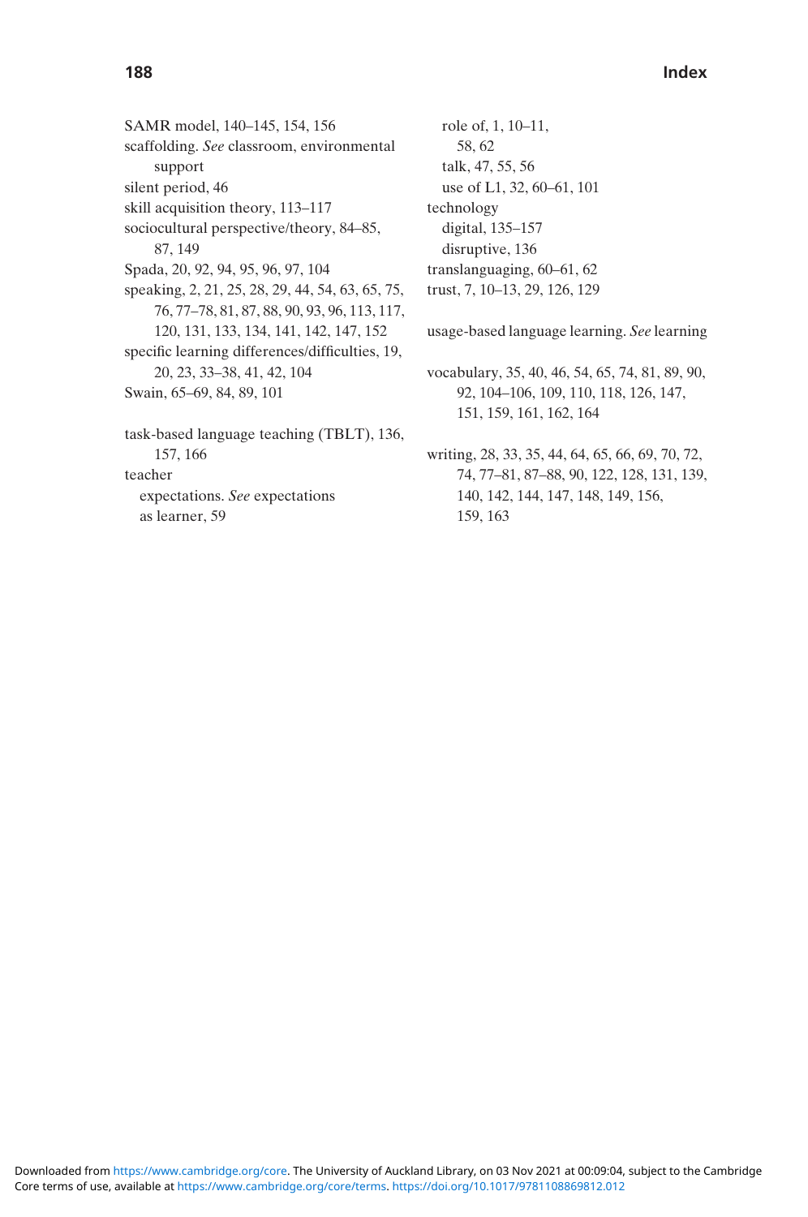SAMR model, 140–145, 154, 156
scaffolding. *See* classroom, environmental support
silent period, 46
skill acquisition theory, 113–117
sociocultural perspective/theory, 84–85, 87, 149
Spada, 20, 92, 94, 95, 96, 97, 104
speaking, 2, 21, 25, 28, 29, 44, 54, 63, 65, 75, 76, 77–78, 81, 87, 88, 90, 93, 96, 113, 117, 120, 131, 133, 134, 141, 142, 147, 152
specific learning differences/difficulties, 19, 20, 23, 33–38, 41, 42, 104
Swain, 65–69, 84, 89, 101

task-based language teaching (TBLT), 136, 157, 166
teacher
  expectations. *See* expectations
  as learner, 59
  role of, 1, 10–11, 58, 62
  talk, 47, 55, 56
  use of L1, 32, 60–61, 101
technology
  digital, 135–157
  disruptive, 136
translanguaging, 60–61, 62
trust, 7, 10–13, 29, 126, 129

usage-based language learning. *See* learning

vocabulary, 35, 40, 46, 54, 65, 74, 81, 89, 90, 92, 104–106, 109, 110, 118, 126, 147, 151, 159, 161, 162, 164

writing, 28, 33, 35, 44, 64, 65, 66, 69, 70, 72, 74, 77–81, 87–88, 90, 122, 128, 131, 139, 140, 142, 144, 147, 148, 149, 156, 159, 163